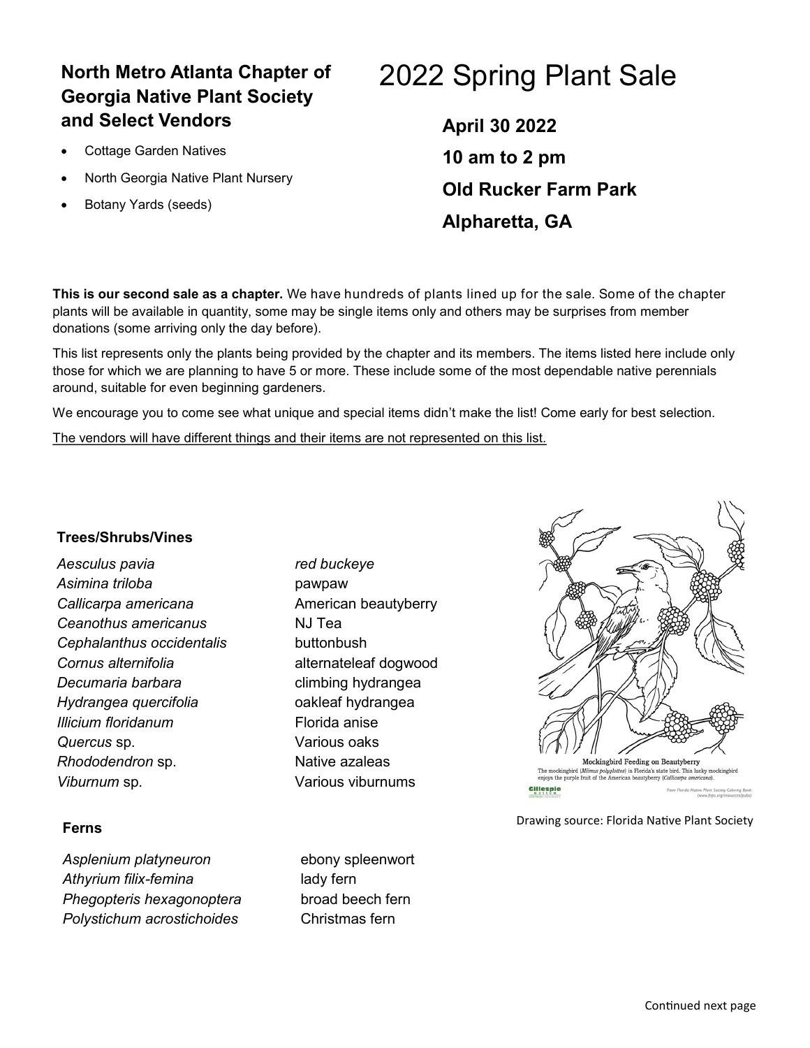## North Metro Atlanta Chapter of Georgia Native Plant Society and Select Vendors

- Cottage Garden Natives
- North Georgia Native Plant Nursery
- Botany Yards (seeds)

# 2022 Spring Plant Sale

**April 30 2022**

**10 am to 2 pm**

**Old Rucker Farm Park**

**Alpharetta, GA**

**This is our second sale as a chapter.** We have hundreds of plants lined up for the sale. Some of the chapter plants will be available in quantity, some may be single items only and others may be surprises from member donations (some arriving only the day before).

This list represents only the plants being provided by the chapter and its members. The items listed here include only those for which we are planning to have 5 or more. These include some of the most dependable native perennials around, suitable for even beginning gardeners.

We encourage you to come see what unique and special items didn't make the list! Come early for best selection.

<u>The vendors will have different things and their items are not represented on this list.</u>

### Trees/Shrubs/Vines

| | |
|---|---|
| *Aesculus pavia* | *red buckeye* |
| *Asimina triloba* | pawpaw |
| *Callicarpa americana* | American beautyberry |
| *Ceanothus americanus* | NJ Tea |
| *Cephalanthus occidentalis* | buttonbush |
| *Cornus alternifolia* | alternateleaf dogwood |
| *Decumaria barbara* | climbing hydrangea |
| *Hydrangea quercifolia* | oakleaf hydrangea |
| *Illicium floridanum* | Florida anise |
| *Quercus* sp. | Various oaks |
| *Rhododendron* sp. | Native azaleas |
| *Viburnum* sp. | Various viburnums |

Drawing source: Florida Native Plant Society

### Ferns

| | |
|---|---|
| *Asplenium platyneuron* | ebony spleenwort |
| *Athyrium filix-femina* | lady fern |
| *Phegopteris hexagonoptera* | broad beech fern |
| *Polystichum acrostichoides* | Christmas fern |

Continued next page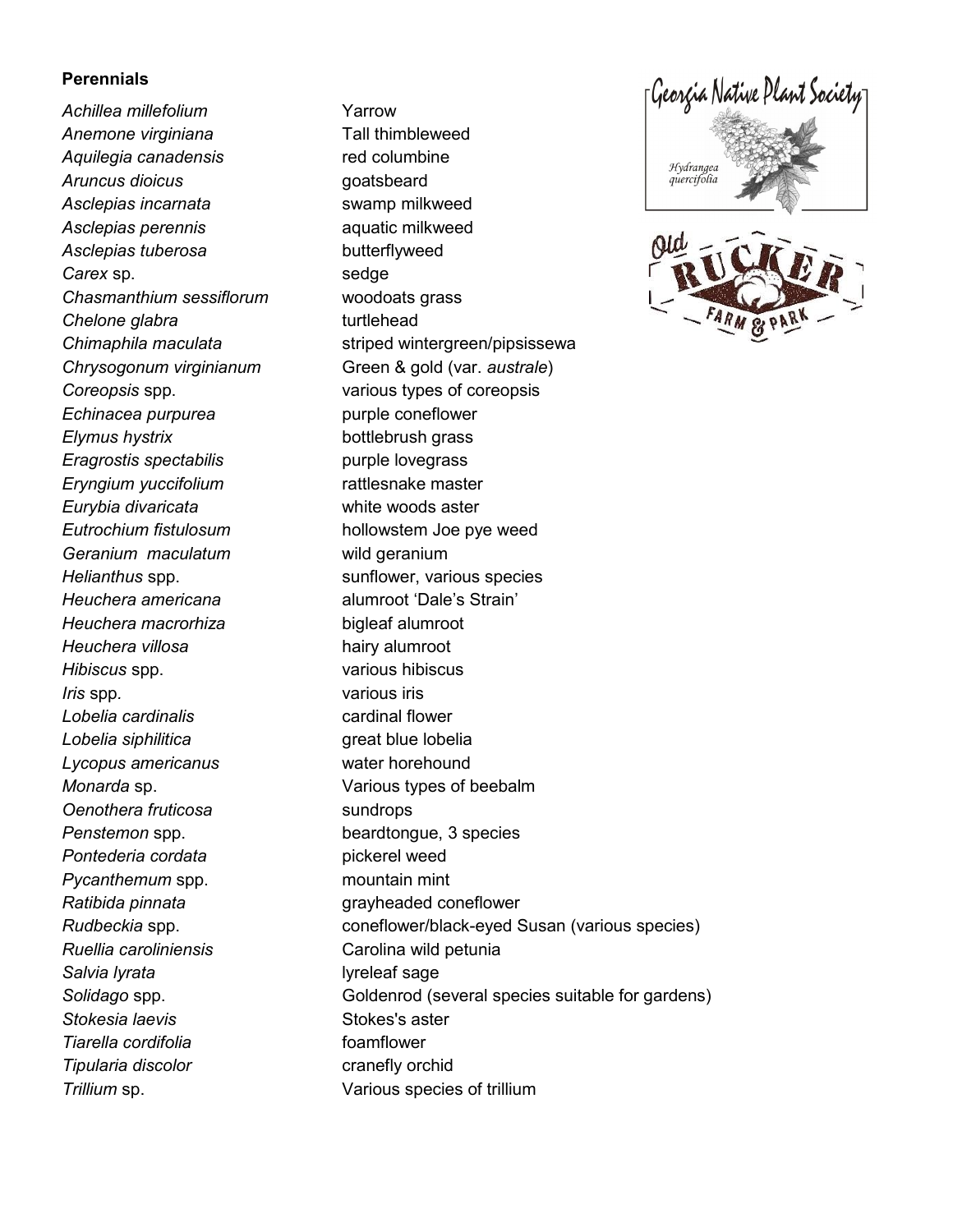**Perennials**

| | |
|---|---|
| *Achillea millefolium* | Yarrow |
| *Anemone virginiana* | Tall thimbleweed |
| *Aquilegia canadensis* | red columbine |
| *Aruncus dioicus* | goatsbeard |
| *Asclepias incarnata* | swamp milkweed |
| *Asclepias perennis* | aquatic milkweed |
| *Asclepias tuberosa* | butterflyweed |
| *Carex* sp. | sedge |
| *Chasmanthium sessiflorum* | woodoats grass |
| *Chelone glabra* | turtlehead |
| *Chimaphila maculata* | striped wintergreen/pipsissewa |
| *Chrysogonum virginianum* | Green & gold (var. *australe*) |
| *Coreopsis* spp. | various types of coreopsis |
| *Echinacea purpurea* | purple coneflower |
| *Elymus hystrix* | bottlebrush grass |
| *Eragrostis spectabilis* | purple lovegrass |
| *Eryngium yuccifolium* | rattlesnake master |
| *Eurybia divaricata* | white woods aster |
| *Eutrochium fistulosum* | hollowstem Joe pye weed |
| *Geranium maculatum* | wild geranium |
| *Helianthus* spp. | sunflower, various species |
| *Heuchera americana* | alumroot 'Dale's Strain' |
| *Heuchera macrorhiza* | bigleaf alumroot |
| *Heuchera villosa* | hairy alumroot |
| *Hibiscus* spp. | various hibiscus |
| *Iris* spp. | various iris |
| *Lobelia cardinalis* | cardinal flower |
| *Lobelia siphilitica* | great blue lobelia |
| *Lycopus americanus* | water horehound |
| *Monarda* sp. | Various types of beebalm |
| *Oenothera fruticosa* | sundrops |
| *Penstemon* spp. | beardtongue, 3 species |
| *Pontederia cordata* | pickerel weed |
| *Pycanthemum* spp. | mountain mint |
| *Ratibida pinnata* | grayheaded coneflower |
| *Rudbeckia* spp. | coneflower/black-eyed Susan (various species) |
| *Ruellia caroliniensis* | Carolina wild petunia |
| *Salvia lyrata* | lyreleaf sage |
| *Solidago* spp. | Goldenrod (several species suitable for gardens) |
| *Stokesia laevis* | Stokes's aster |
| *Tiarella cordifolia* | foamflower |
| *Tipularia discolor* | cranefly orchid |
| *Trillium* sp. | Various species of trillium |